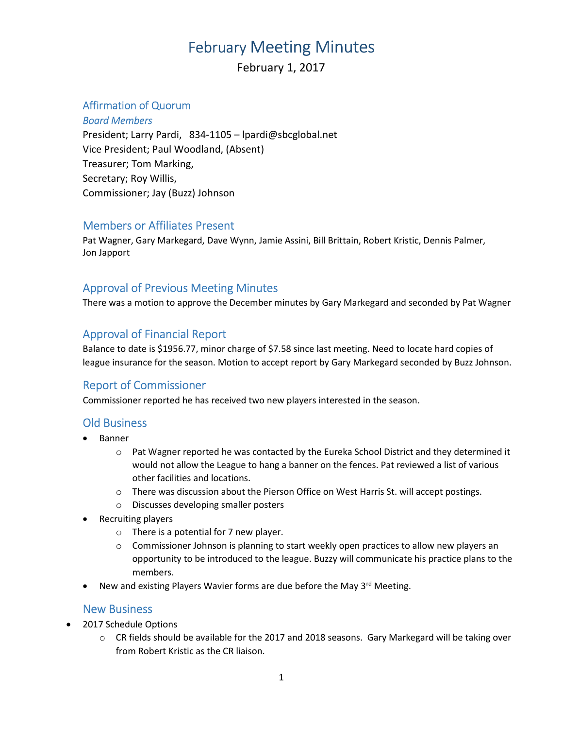# February Meeting Minutes

February 1, 2017

## Affirmation of Quorum

### *Board Members*

President; Larry Pardi,   834-1105 – lpardi@sbcglobal.net
Vice President; Paul Woodland, (Absent)
Treasurer; Tom Marking,
Secretary; Roy Willis,
Commissioner; Jay (Buzz) Johnson

## Members or Affiliates Present

Pat Wagner, Gary Markegard, Dave Wynn, Jamie Assini, Bill Brittain, Robert Kristic, Dennis Palmer, Jon Japport

## Approval of Previous Meeting Minutes

There was a motion to approve the December minutes by Gary Markegard and seconded by Pat Wagner

## Approval of Financial Report

Balance to date is $1956.77, minor charge of $7.58 since last meeting. Need to locate hard copies of league insurance for the season. Motion to accept report by Gary Markegard seconded by Buzz Johnson.

## Report of Commissioner

Commissioner reported he has received two new players interested in the season.

## Old Business

- Banner
  - Pat Wagner reported he was contacted by the Eureka School District and they determined it would not allow the League to hang a banner on the fences. Pat reviewed a list of various other facilities and locations.
  - There was discussion about the Pierson Office on West Harris St. will accept postings.
  - Discusses developing smaller posters
- Recruiting players
  - There is a potential for 7 new player.
  - Commissioner Johnson is planning to start weekly open practices to allow new players an opportunity to be introduced to the league. Buzzy will communicate his practice plans to the members.
- New and existing Players Wavier forms are due before the May 3rd Meeting.

## New Business

- 2017 Schedule Options
  - CR fields should be available for the 2017 and 2018 seasons.  Gary Markegard will be taking over from Robert Kristic as the CR liaison.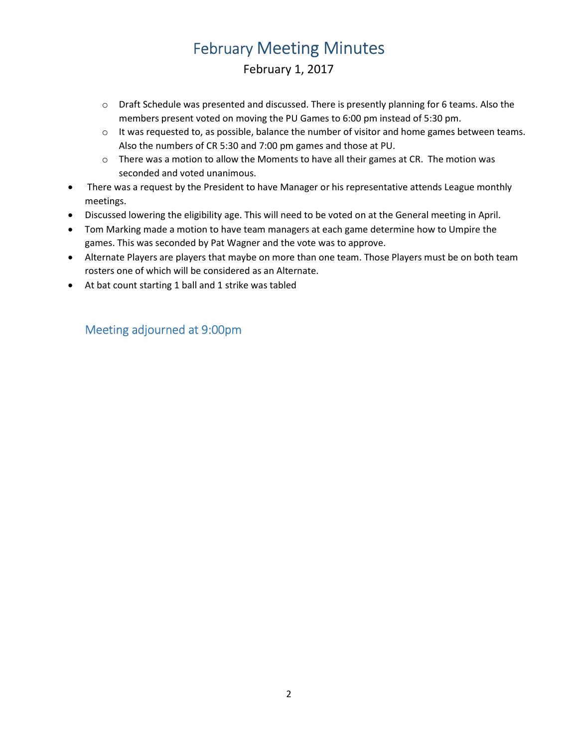# February Meeting Minutes

February 1, 2017

  - Draft Schedule was presented and discussed. There is presently planning for 6 teams. Also the members present voted on moving the PU Games to 6:00 pm instead of 5:30 pm.
  - It was requested to, as possible, balance the number of visitor and home games between teams. Also the numbers of CR 5:30 and 7:00 pm games and those at PU.
  - There was a motion to allow the Moments to have all their games at CR. The motion was seconded and voted unanimous.
- There was a request by the President to have Manager or his representative attends League monthly meetings.
- Discussed lowering the eligibility age. This will need to be voted on at the General meeting in April.
- Tom Marking made a motion to have team managers at each game determine how to Umpire the games. This was seconded by Pat Wagner and the vote was to approve.
- Alternate Players are players that maybe on more than one team. Those Players must be on both team rosters one of which will be considered as an Alternate.
- At bat count starting 1 ball and 1 strike was tabled

## Meeting adjourned at 9:00pm